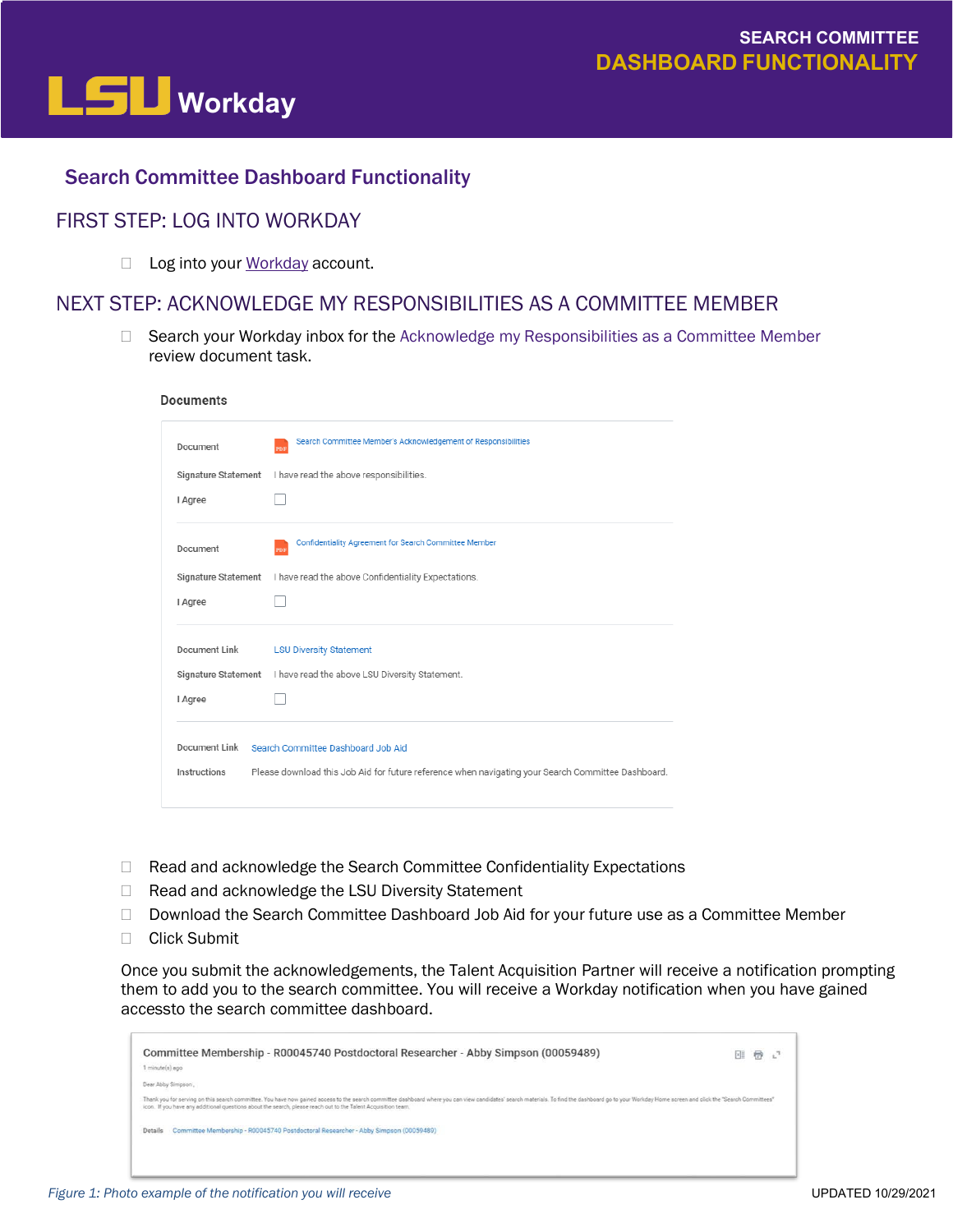# SEARCH COMMITTEE DASHBOARD FUNCTIONALITY

## Search Committee Dashboard Functionality

### FIRST STEP: LOG INTO WORKDAY

- ☐ Log into your Workday account.

### NEXT STEP: ACKNOWLEDGE MY RESPONSIBILITIES AS A COMMITTEE MEMBER

- ☐ Search your Workday inbox for the Acknowledge my Responsibilities as a Committee Member review document task.

**Documents**

| | |
|---|---|
| Document | Search Committee Member's Acknowledgement of Responsibilities |
| Signature Statement | I have read the above responsibilities. |
| I Agree | ☐ |
| Document | Confidentiality Agreement for Search Committee Member |
| Signature Statement | I have read the above Confidentiality Expectations. |
| I Agree | ☐ |
| Document Link | LSU Diversity Statement |
| Signature Statement | I have read the above LSU Diversity Statement. |
| I Agree | ☐ |
| Document Link | Search Committee Dashboard Job Aid |
| Instructions | Please download this Job Aid for future reference when navigating your Search Committee Dashboard. |

- ☐ Read and acknowledge the Search Committee Confidentiality Expectations
- ☐ Read and acknowledge the LSU Diversity Statement
- ☐ Download the Search Committee Dashboard Job Aid for your future use as a Committee Member
- ☐ Click Submit

Once you submit the acknowledgements, the Talent Acquisition Partner will receive a notification prompting them to add you to the search committee. You will receive a Workday notification when you have gained accessto the search committee dashboard.

**Committee Membership - R00045740 Postdoctoral Researcher - Abby Simpson (00059489)**

1 minute(s) ago

Dear Abby Simpson,

Thank you for serving on this search committee. You have now gained access to the search committee dashboard where you can view candidates' search materials. To find the dashboard go to your Workday Home screen and click the "Search Committees" icon. If you have any additional questions about the search, please reach out to the Talent Acquisition team.

Details: Committee Membership - R00045740 Postdoctoral Researcher - Abby Simpson (00059489)

*Figure 1: Photo example of the notification you will receive*

UPDATED 10/29/2021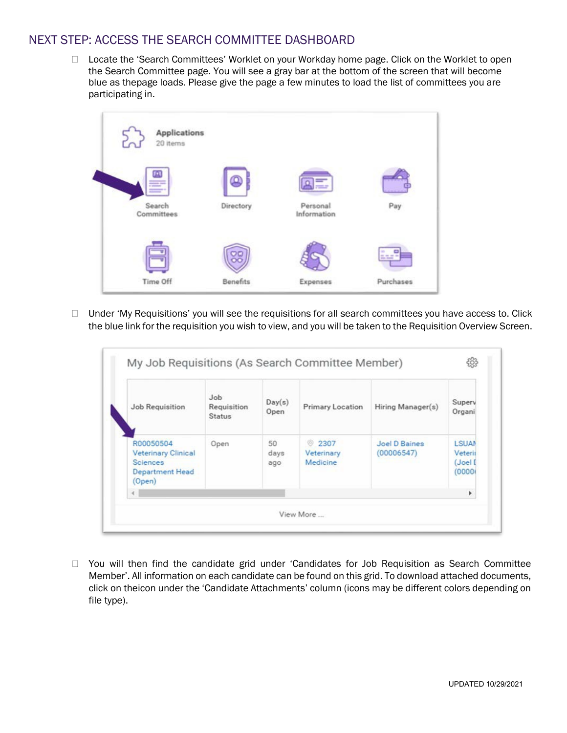## NEXT STEP: ACCESS THE SEARCH COMMITTEE DASHBOARD

- Locate the 'Search Committees' Worklet on your Workday home page. Click on the Worklet to open the Search Committee page. You will see a gray bar at the bottom of the screen that will become blue as thepage loads. Please give the page a few minutes to load the list of committees you are participating in.

- Under 'My Requisitions' you will see the requisitions for all search committees you have access to. Click the blue link for the requisition you wish to view, and you will be taken to the Requisition Overview Screen.

- You will then find the candidate grid under 'Candidates for Job Requisition as Search Committee Member'. All information on each candidate can be found on this grid. To download attached documents, click on theicon under the 'Candidate Attachments' column (icons may be different colors depending on file type).

UPDATED 10/29/2021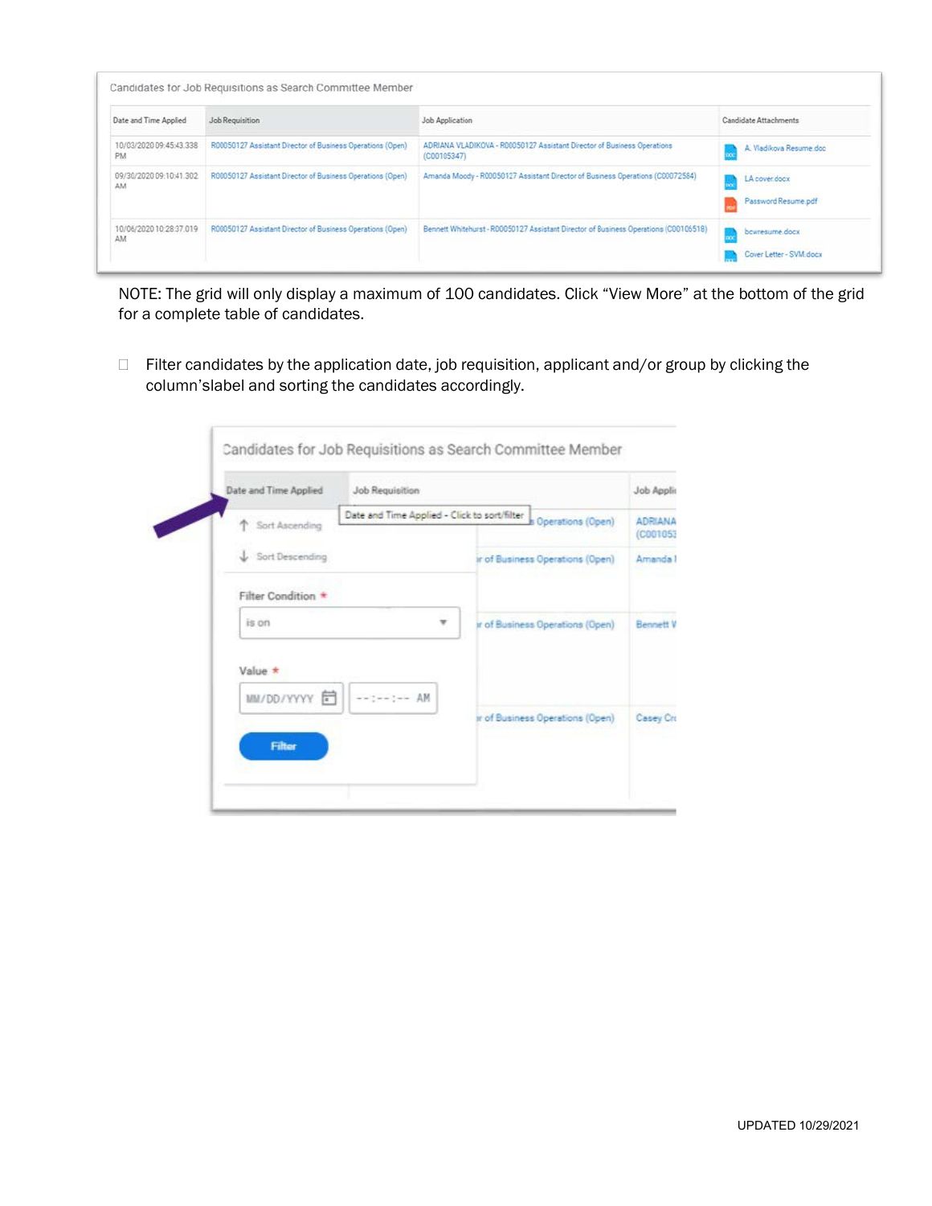Candidates for Job Requisitions as Search Committee Member

| Date and Time Applied | Job Requisition | Job Application | Candidate Attachments |
|---|---|---|---|
| 10/03/2020 09:45:43.338 PM | R00050127 Assistant Director of Business Operations (Open) | ADRIANA VLADIKOVA - R00050127 Assistant Director of Business Operations (C00105347) | A. Vladikova Resume.doc |
| 09/30/2020 09:10:41.302 AM | R00050127 Assistant Director of Business Operations (Open) | Amanda Moody - R00050127 Assistant Director of Business Operations (C00072584) | LA cover.docx<br>Password Resume.pdf |
| 10/06/2020 10:28:37.019 AM | R00050127 Assistant Director of Business Operations (Open) | Bennett Whitehurst - R00050127 Assistant Director of Business Operations (C00105518) | bcwresume.docx<br>Cover Letter - SVM.docx |

NOTE: The grid will only display a maximum of 100 candidates. Click "View More" at the bottom of the grid for a complete table of candidates.

- Filter candidates by the application date, job requisition, applicant and/or group by clicking the column'slabel and sorting the candidates accordingly.

Candidates for Job Requisitions as Search Committee Member

Date and Time Applied

Job Requisition

Job Appli

Date and Time Applied - Click to sort/filter

Sort Ascending

Sort Descending

Filter Condition *

is on

Value *

MM/DD/YYYY

--:--:-- AM

Filter

Operations (Open)

ADRIANA (C00105

r of Business Operations (Open)

Amanda I

r of Business Operations (Open)

Bennett V

r of Business Operations (Open)

Casey Cr

UPDATED 10/29/2021